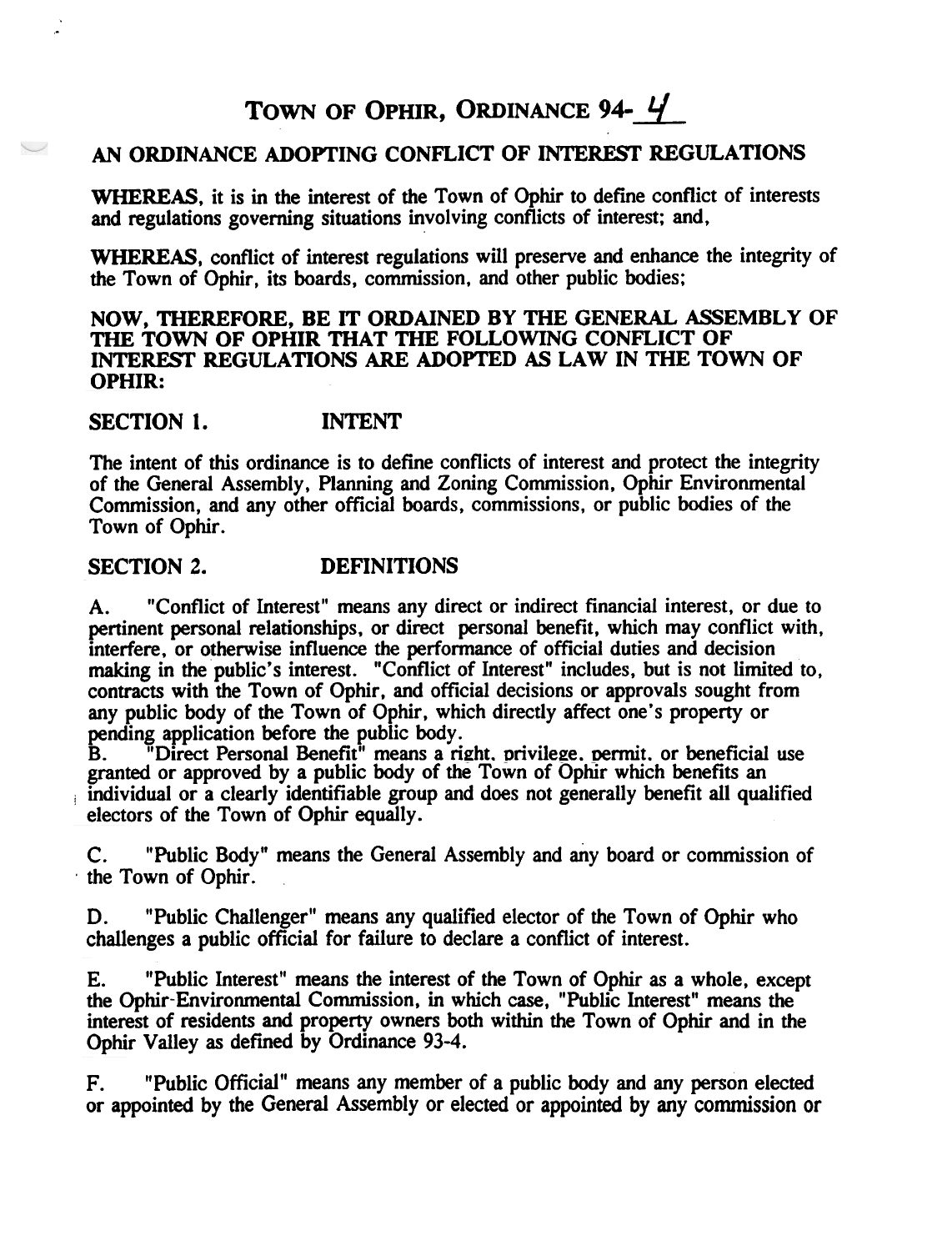# TOWN OF OPHIR, ORDINANCE 94-4

## AN ORDINANCE ADOPTING CONFLICT OF INTEREST REGULATIONS

**WHEREAS**, it is in the interest of the Town of Ophir to define conflict of interests and regulations governing situations involving conflicts of interest; and,

**WHEREAS**, conflict of interest regulations will preserve and enhance the integrity of the Town of Ophir, its boards, commission, and other public bodies;

**NOW, THEREFORE, BE IT ORDAINED BY THE GENERAL ASSEMBLY OF THE TOWN OF OPHIR THAT THE FOLLOWING CONFLICT OF INTEREST REGULATIONS ARE ADOPTED AS LAW IN THE TOWN OF OPHIR:**

### SECTION 1. INTENT

The intent of this ordinance is to define conflicts of interest and protect the integrity of the General Assembly, Planning and Zoning Commission, Ophir Environmental Commission, and any other official boards, commissions, or public bodies of the Town of Ophir.

### SECTION 2. DEFINITIONS

A. "Conflict of Interest" means any direct or indirect financial interest, or due to pertinent personal relationships, or direct personal benefit, which may conflict with, interfere, or otherwise influence the performance of official duties and decision making in the public's interest. "Conflict of Interest" includes, but is not limited to, contracts with the Town of Ophir, and official decisions or approvals sought from any public body of the Town of Ophir, which directly affect one's property or pending application before the public body.

B. "Direct Personal Benefit" means a right, privilege, permit, or beneficial use granted or approved by a public body of the Town of Ophir which benefits an individual or a clearly identifiable group and does not generally benefit all qualified electors of the Town of Ophir equally.

C. "Public Body" means the General Assembly and any board or commission of the Town of Ophir.

D. "Public Challenger" means any qualified elector of the Town of Ophir who challenges a public official for failure to declare a conflict of interest.

E. "Public Interest" means the interest of the Town of Ophir as a whole, except the Ophir-Environmental Commission, in which case, "Public Interest" means the interest of residents and property owners both within the Town of Ophir and in the Ophir Valley as defined by Ordinance 93-4.

F. "Public Official" means any member of a public body and any person elected or appointed by the General Assembly or elected or appointed by any commission or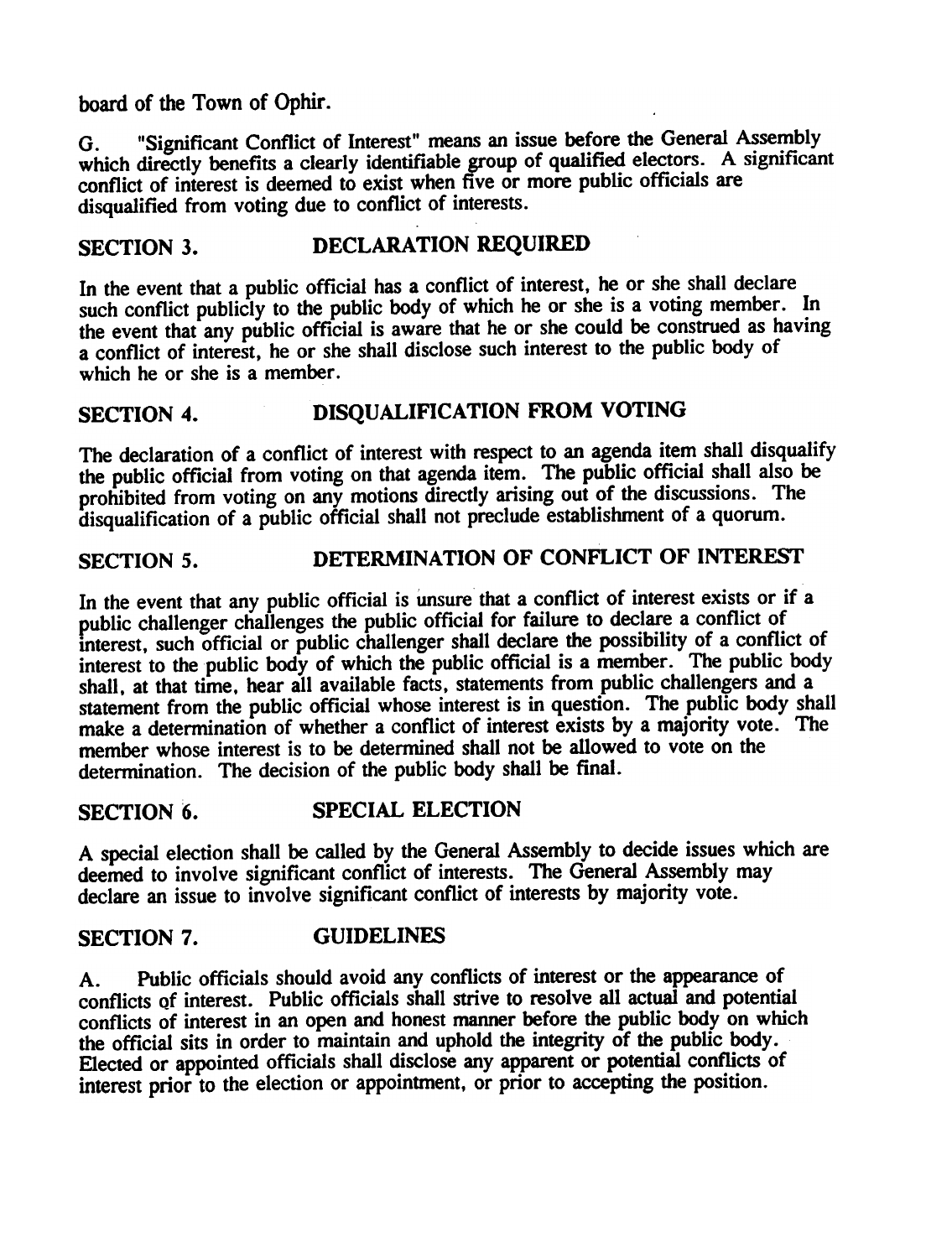board of the Town of Ophir.

G. "Significant Conflict of Interest" means an issue before the General Assembly which directly benefits a clearly identifiable group of qualified electors. A significant conflict of interest is deemed to exist when five or more public officials are disqualified from voting due to conflict of interests.

## SECTION 3. DECLARATION REQUIRED

In the event that a public official has a conflict of interest, he or she shall declare such conflict publicly to the public body of which he or she is a voting member. In the event that any public official is aware that he or she could be construed as having a conflict of interest, he or she shall disclose such interest to the public body of which he or she is a member.

## SECTION 4. DISQUALIFICATION FROM VOTING

The declaration of a conflict of interest with respect to an agenda item shall disqualify the public official from voting on that agenda item. The public official shall also be prohibited from voting on any motions directly arising out of the discussions. The disqualification of a public official shall not preclude establishment of a quorum.

## SECTION 5. DETERMINATION OF CONFLICT OF INTEREST

In the event that any public official is unsure that a conflict of interest exists or if a public challenger challenges the public official for failure to declare a conflict of interest, such official or public challenger shall declare the possibility of a conflict of interest to the public body of which the public official is a member. The public body shall, at that time, hear all available facts, statements from public challengers and a statement from the public official whose interest is in question. The public body shall make a determination of whether a conflict of interest exists by a majority vote. The member whose interest is to be determined shall not be allowed to vote on the determination. The decision of the public body shall be final.

## SECTION 6. SPECIAL ELECTION

A special election shall be called by the General Assembly to decide issues which are deemed to involve significant conflict of interests. The General Assembly may declare an issue to involve significant conflict of interests by majority vote.

## SECTION 7. GUIDELINES

A. Public officials should avoid any conflicts of interest or the appearance of conflicts of interest. Public officials shall strive to resolve all actual and potential conflicts of interest in an open and honest manner before the public body on which the official sits in order to maintain and uphold the integrity of the public body. Elected or appointed officials shall disclose any apparent or potential conflicts of interest prior to the election or appointment, or prior to accepting the position.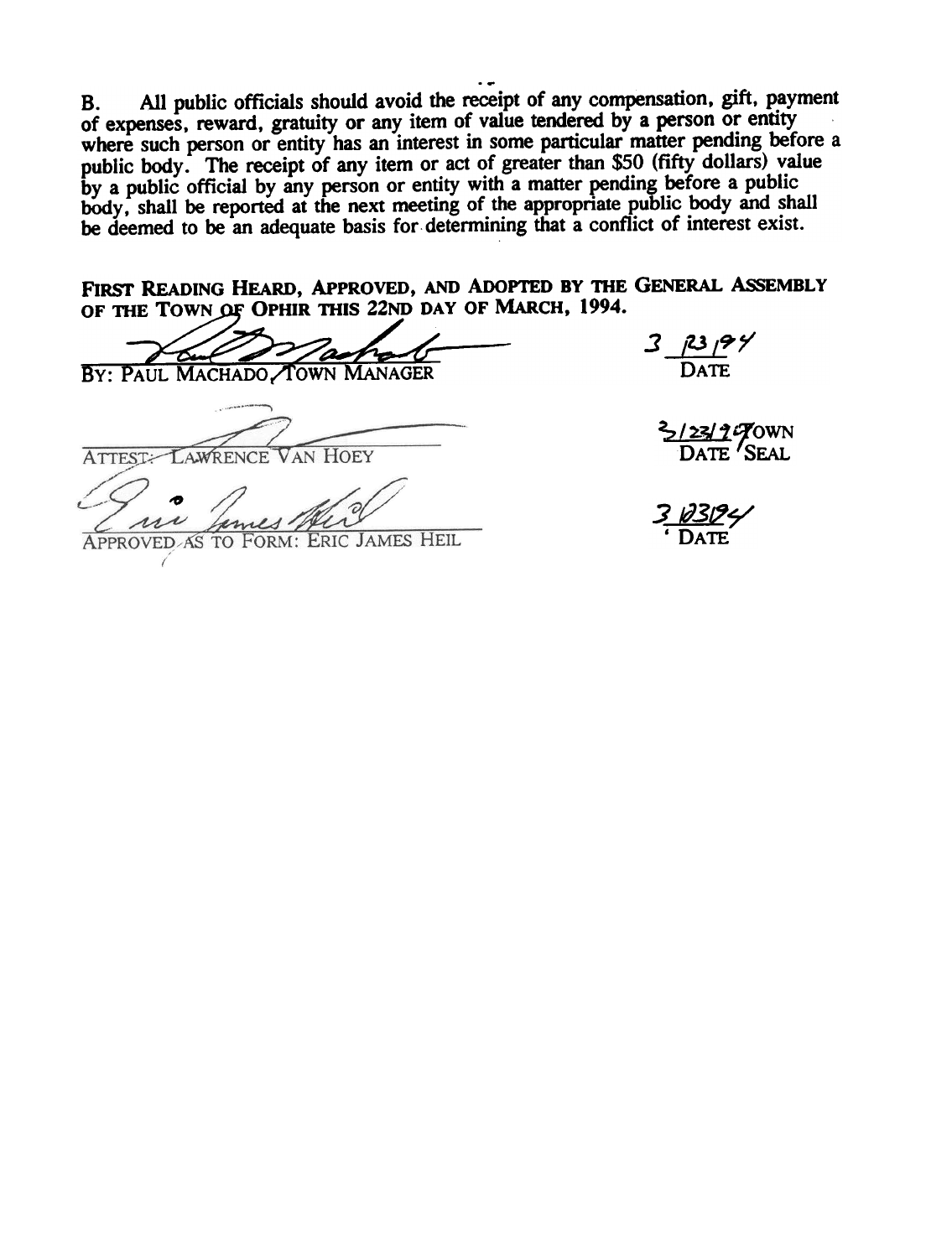B. All public officials should avoid the receipt of any compensation, gift, payment of expenses, reward, gratuity or any item of value tendered by a person or entity where such person or entity has an interest in some particular matter pending before a public body. The receipt of any item or act of greater than $50 (fifty dollars) value by a public official by any person or entity with a matter pending before a public body, shall be reported at the next meeting of the appropriate public body and shall be deemed to be an adequate basis for determining that a conflict of interest exist.

**FIRST READING HEARD, APPROVED, AND ADOPTED BY THE GENERAL ASSEMBLY OF THE TOWN OF OPHIR THIS 22ND DAY OF MARCH, 1994.**

| | |
|---|---|
| BY: PAUL MACHADO, TOWN MANAGER | 3/23/94<br>DATE |
| ATTEST: LAWRENCE VAN HOEY | 3/23/94<br>DATE / TOWN SEAL |
| APPROVED AS TO FORM: ERIC JAMES HEIL | 3/23/94<br>DATE |